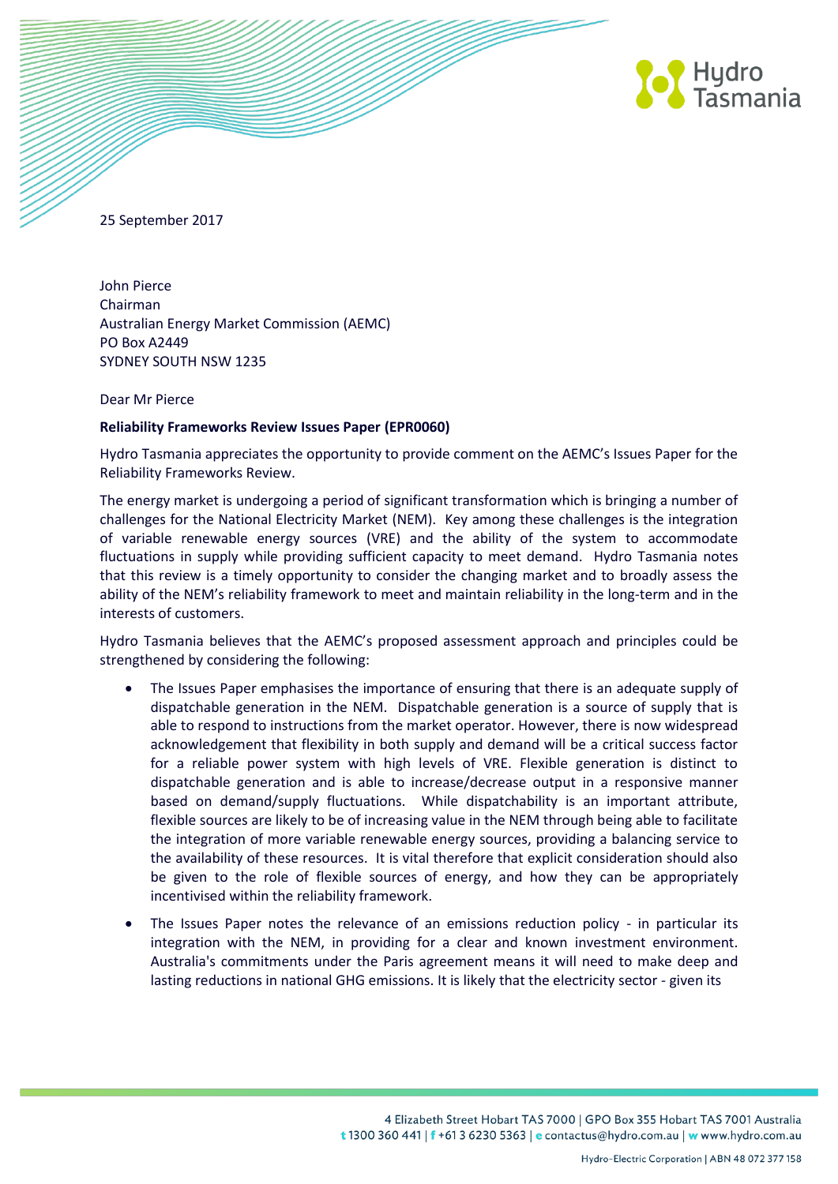25 September 2017

John Pierce
Chairman
Australian Energy Market Commission (AEMC)
PO Box A2449
SYDNEY SOUTH NSW 1235

Dear Mr Pierce

**Reliability Frameworks Review Issues Paper (EPR0060)**

Hydro Tasmania appreciates the opportunity to provide comment on the AEMC's Issues Paper for the Reliability Frameworks Review.

The energy market is undergoing a period of significant transformation which is bringing a number of challenges for the National Electricity Market (NEM). Key among these challenges is the integration of variable renewable energy sources (VRE) and the ability of the system to accommodate fluctuations in supply while providing sufficient capacity to meet demand. Hydro Tasmania notes that this review is a timely opportunity to consider the changing market and to broadly assess the ability of the NEM's reliability framework to meet and maintain reliability in the long-term and in the interests of customers.

Hydro Tasmania believes that the AEMC's proposed assessment approach and principles could be strengthened by considering the following:

- The Issues Paper emphasises the importance of ensuring that there is an adequate supply of dispatchable generation in the NEM. Dispatchable generation is a source of supply that is able to respond to instructions from the market operator. However, there is now widespread acknowledgement that flexibility in both supply and demand will be a critical success factor for a reliable power system with high levels of VRE. Flexible generation is distinct to dispatchable generation and is able to increase/decrease output in a responsive manner based on demand/supply fluctuations. While dispatchability is an important attribute, flexible sources are likely to be of increasing value in the NEM through being able to facilitate the integration of more variable renewable energy sources, providing a balancing service to the availability of these resources. It is vital therefore that explicit consideration should also be given to the role of flexible sources of energy, and how they can be appropriately incentivised within the reliability framework.
- The Issues Paper notes the relevance of an emissions reduction policy - in particular its integration with the NEM, in providing for a clear and known investment environment. Australia's commitments under the Paris agreement means it will need to make deep and lasting reductions in national GHG emissions. It is likely that the electricity sector - given its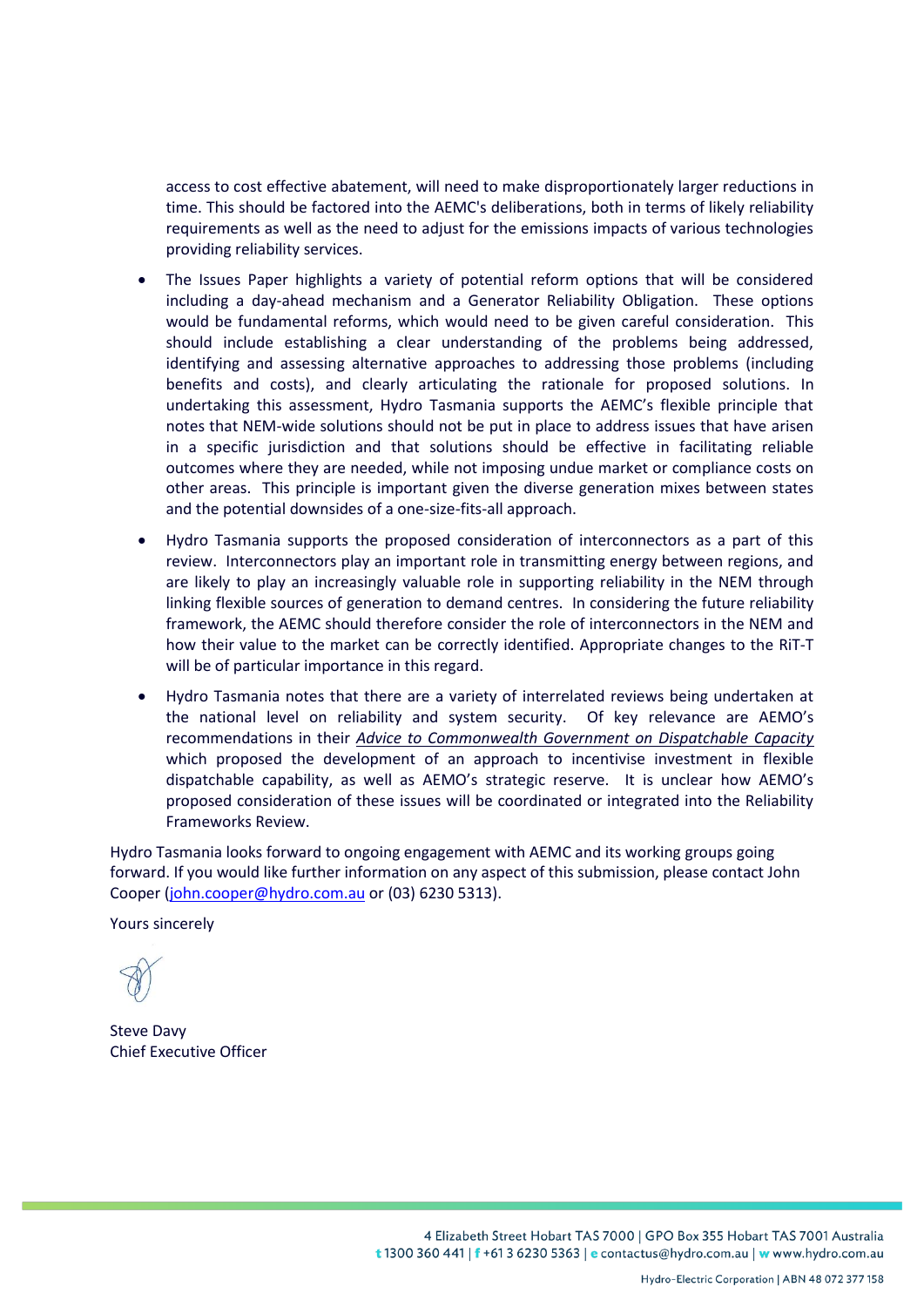access to cost effective abatement, will need to make disproportionately larger reductions in time. This should be factored into the AEMC's deliberations, both in terms of likely reliability requirements as well as the need to adjust for the emissions impacts of various technologies providing reliability services.

- The Issues Paper highlights a variety of potential reform options that will be considered including a day-ahead mechanism and a Generator Reliability Obligation. These options would be fundamental reforms, which would need to be given careful consideration. This should include establishing a clear understanding of the problems being addressed, identifying and assessing alternative approaches to addressing those problems (including benefits and costs), and clearly articulating the rationale for proposed solutions. In undertaking this assessment, Hydro Tasmania supports the AEMC's flexible principle that notes that NEM-wide solutions should not be put in place to address issues that have arisen in a specific jurisdiction and that solutions should be effective in facilitating reliable outcomes where they are needed, while not imposing undue market or compliance costs on other areas. This principle is important given the diverse generation mixes between states and the potential downsides of a one-size-fits-all approach.

- Hydro Tasmania supports the proposed consideration of interconnectors as a part of this review. Interconnectors play an important role in transmitting energy between regions, and are likely to play an increasingly valuable role in supporting reliability in the NEM through linking flexible sources of generation to demand centres. In considering the future reliability framework, the AEMC should therefore consider the role of interconnectors in the NEM and how their value to the market can be correctly identified. Appropriate changes to the RiT-T will be of particular importance in this regard.

- Hydro Tasmania notes that there are a variety of interrelated reviews being undertaken at the national level on reliability and system security. Of key relevance are AEMO's recommendations in their *Advice to Commonwealth Government on Dispatchable Capacity* which proposed the development of an approach to incentivise investment in flexible dispatchable capability, as well as AEMO's strategic reserve. It is unclear how AEMO's proposed consideration of these issues will be coordinated or integrated into the Reliability Frameworks Review.

Hydro Tasmania looks forward to ongoing engagement with AEMC and its working groups going forward. If you would like further information on any aspect of this submission, please contact John Cooper (john.cooper@hydro.com.au or (03) 6230 5313).

Yours sincerely

Steve Davy
Chief Executive Officer

4 Elizabeth Street Hobart TAS 7000 | GPO Box 355 Hobart TAS 7001 Australia
t 1300 360 441 | f +61 3 6230 5363 | e contactus@hydro.com.au | w www.hydro.com.au

Hydro-Electric Corporation | ABN 48 072 377 158